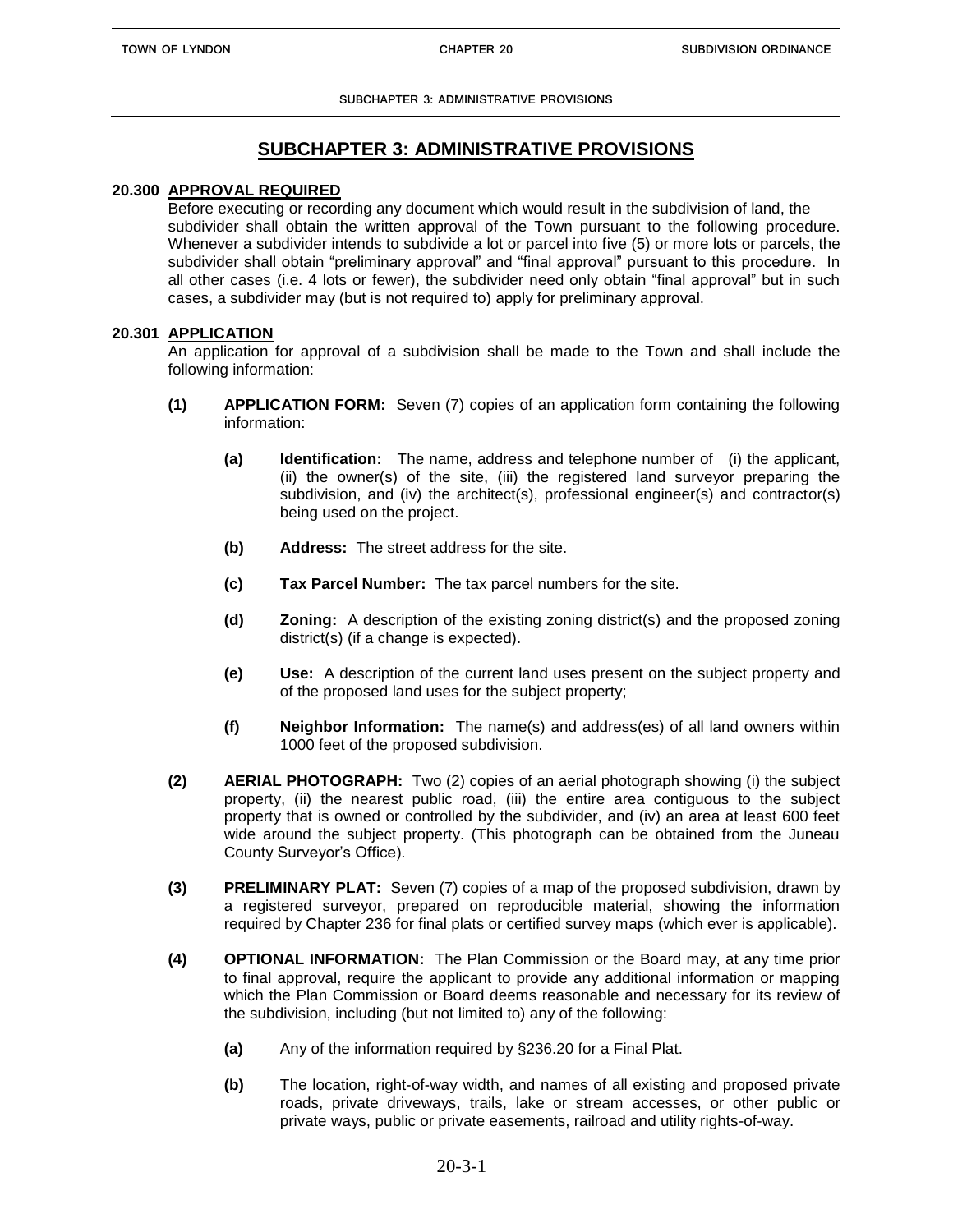# SUBCHAPTER 3: ADMINISTRATIVE PROVISIONS

**20.300 APPROVAL REQUIRED**

Before executing or recording any document which would result in the subdivision of land, the subdivider shall obtain the written approval of the Town pursuant to the following procedure. Whenever a subdivider intends to subdivide a lot or parcel into five (5) or more lots or parcels, the subdivider shall obtain "preliminary approval" and "final approval" pursuant to this procedure. In all other cases (i.e. 4 lots or fewer), the subdivider need only obtain "final approval" but in such cases, a subdivider may (but is not required to) apply for preliminary approval.

**20.301 APPLICATION**

An application for approval of a subdivision shall be made to the Town and shall include the following information:

**(1) APPLICATION FORM:** Seven (7) copies of an application form containing the following information:

**(a) Identification:** The name, address and telephone number of (i) the applicant, (ii) the owner(s) of the site, (iii) the registered land surveyor preparing the subdivision, and (iv) the architect(s), professional engineer(s) and contractor(s) being used on the project.

**(b) Address:** The street address for the site.

**(c) Tax Parcel Number:** The tax parcel numbers for the site.

**(d) Zoning:** A description of the existing zoning district(s) and the proposed zoning district(s) (if a change is expected).

**(e) Use:** A description of the current land uses present on the subject property and of the proposed land uses for the subject property;

**(f) Neighbor Information:** The name(s) and address(es) of all land owners within 1000 feet of the proposed subdivision.

**(2) AERIAL PHOTOGRAPH:** Two (2) copies of an aerial photograph showing (i) the subject property, (ii) the nearest public road, (iii) the entire area contiguous to the subject property that is owned or controlled by the subdivider, and (iv) an area at least 600 feet wide around the subject property. (This photograph can be obtained from the Juneau County Surveyor's Office).

**(3) PRELIMINARY PLAT:** Seven (7) copies of a map of the proposed subdivision, drawn by a registered surveyor, prepared on reproducible material, showing the information required by Chapter 236 for final plats or certified survey maps (which ever is applicable).

**(4) OPTIONAL INFORMATION:** The Plan Commission or the Board may, at any time prior to final approval, require the applicant to provide any additional information or mapping which the Plan Commission or Board deems reasonable and necessary for its review of the subdivision, including (but not limited to) any of the following:

**(a)** Any of the information required by §236.20 for a Final Plat.

**(b)** The location, right-of-way width, and names of all existing and proposed private roads, private driveways, trails, lake or stream accesses, or other public or private ways, public or private easements, railroad and utility rights-of-way.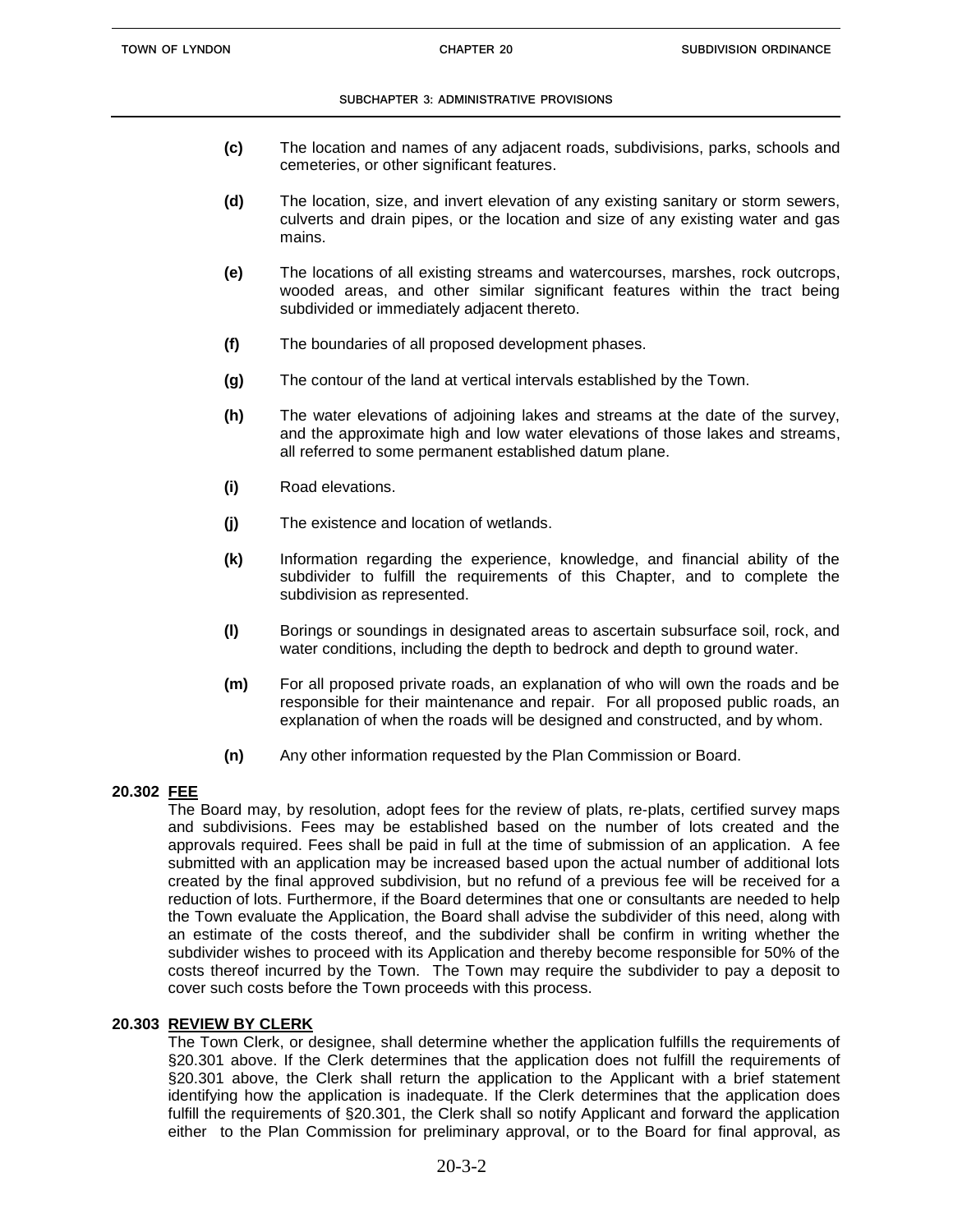**(c)** The location and names of any adjacent roads, subdivisions, parks, schools and cemeteries, or other significant features.

**(d)** The location, size, and invert elevation of any existing sanitary or storm sewers, culverts and drain pipes, or the location and size of any existing water and gas mains.

**(e)** The locations of all existing streams and watercourses, marshes, rock outcrops, wooded areas, and other similar significant features within the tract being subdivided or immediately adjacent thereto.

**(f)** The boundaries of all proposed development phases.

**(g)** The contour of the land at vertical intervals established by the Town.

**(h)** The water elevations of adjoining lakes and streams at the date of the survey, and the approximate high and low water elevations of those lakes and streams, all referred to some permanent established datum plane.

**(i)** Road elevations.

**(j)** The existence and location of wetlands.

**(k)** Information regarding the experience, knowledge, and financial ability of the subdivider to fulfill the requirements of this Chapter, and to complete the subdivision as represented.

**(l)** Borings or soundings in designated areas to ascertain subsurface soil, rock, and water conditions, including the depth to bedrock and depth to ground water.

**(m)** For all proposed private roads, an explanation of who will own the roads and be responsible for their maintenance and repair. For all proposed public roads, an explanation of when the roads will be designed and constructed, and by whom.

**(n)** Any other information requested by the Plan Commission or Board.

**20.302 FEE**

The Board may, by resolution, adopt fees for the review of plats, re-plats, certified survey maps and subdivisions. Fees may be established based on the number of lots created and the approvals required. Fees shall be paid in full at the time of submission of an application. A fee submitted with an application may be increased based upon the actual number of additional lots created by the final approved subdivision, but no refund of a previous fee will be received for a reduction of lots. Furthermore, if the Board determines that one or consultants are needed to help the Town evaluate the Application, the Board shall advise the subdivider of this need, along with an estimate of the costs thereof, and the subdivider shall be confirm in writing whether the subdivider wishes to proceed with its Application and thereby become responsible for 50% of the costs thereof incurred by the Town. The Town may require the subdivider to pay a deposit to cover such costs before the Town proceeds with this process.

**20.303 REVIEW BY CLERK**

The Town Clerk, or designee, shall determine whether the application fulfills the requirements of §20.301 above. If the Clerk determines that the application does not fulfill the requirements of §20.301 above, the Clerk shall return the application to the Applicant with a brief statement identifying how the application is inadequate. If the Clerk determines that the application does fulfill the requirements of §20.301, the Clerk shall so notify Applicant and forward the application either to the Plan Commission for preliminary approval, or to the Board for final approval, as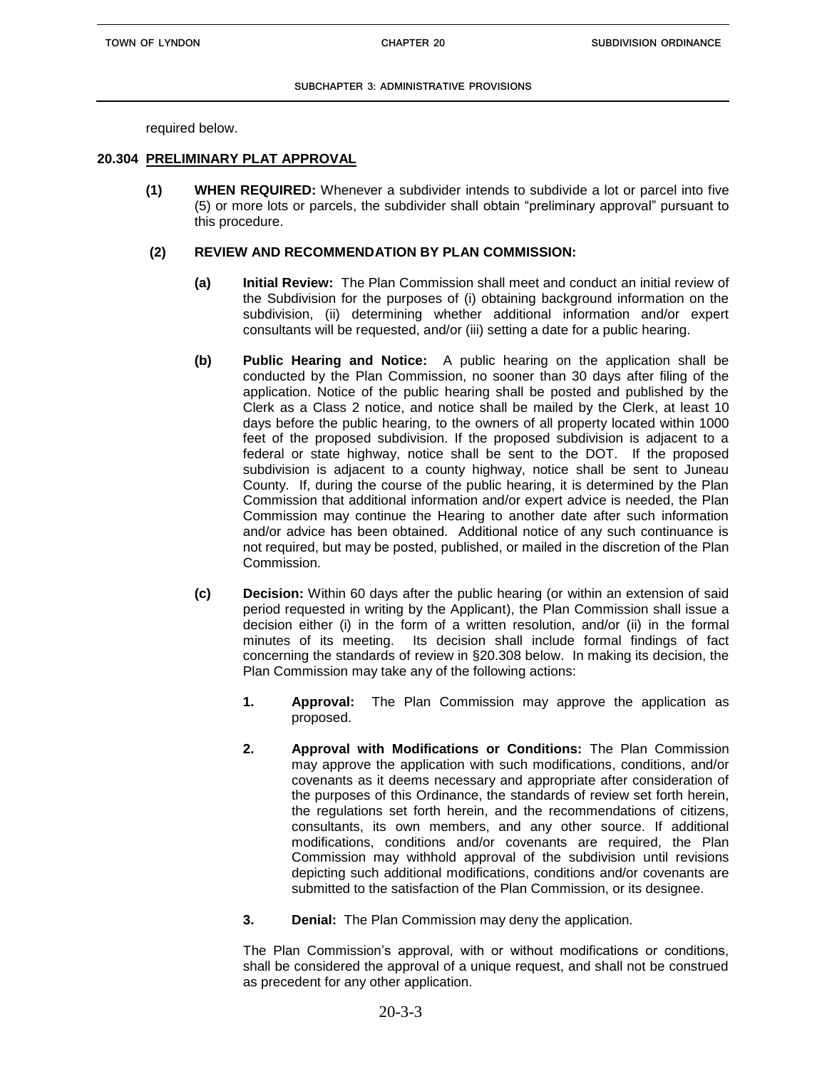required below.

## 20.304 PRELIMINARY PLAT APPROVAL

**(1) WHEN REQUIRED:** Whenever a subdivider intends to subdivide a lot or parcel into five (5) or more lots or parcels, the subdivider shall obtain "preliminary approval" pursuant to this procedure.

**(2) REVIEW AND RECOMMENDATION BY PLAN COMMISSION:**

**(a) Initial Review:** The Plan Commission shall meet and conduct an initial review of the Subdivision for the purposes of (i) obtaining background information on the subdivision, (ii) determining whether additional information and/or expert consultants will be requested, and/or (iii) setting a date for a public hearing.

**(b) Public Hearing and Notice:** A public hearing on the application shall be conducted by the Plan Commission, no sooner than 30 days after filing of the application. Notice of the public hearing shall be posted and published by the Clerk as a Class 2 notice, and notice shall be mailed by the Clerk, at least 10 days before the public hearing, to the owners of all property located within 1000 feet of the proposed subdivision. If the proposed subdivision is adjacent to a federal or state highway, notice shall be sent to the DOT. If the proposed subdivision is adjacent to a county highway, notice shall be sent to Juneau County. If, during the course of the public hearing, it is determined by the Plan Commission that additional information and/or expert advice is needed, the Plan Commission may continue the Hearing to another date after such information and/or advice has been obtained. Additional notice of any such continuance is not required, but may be posted, published, or mailed in the discretion of the Plan Commission.

**(c) Decision:** Within 60 days after the public hearing (or within an extension of said period requested in writing by the Applicant), the Plan Commission shall issue a decision either (i) in the form of a written resolution, and/or (ii) in the formal minutes of its meeting. Its decision shall include formal findings of fact concerning the standards of review in §20.308 below. In making its decision, the Plan Commission may take any of the following actions:

**1. Approval:** The Plan Commission may approve the application as proposed.

**2. Approval with Modifications or Conditions:** The Plan Commission may approve the application with such modifications, conditions, and/or covenants as it deems necessary and appropriate after consideration of the purposes of this Ordinance, the standards of review set forth herein, the regulations set forth herein, and the recommendations of citizens, consultants, its own members, and any other source. If additional modifications, conditions and/or covenants are required, the Plan Commission may withhold approval of the subdivision until revisions depicting such additional modifications, conditions and/or covenants are submitted to the satisfaction of the Plan Commission, or its designee.

**3. Denial:** The Plan Commission may deny the application.

The Plan Commission's approval, with or without modifications or conditions, shall be considered the approval of a unique request, and shall not be construed as precedent for any other application.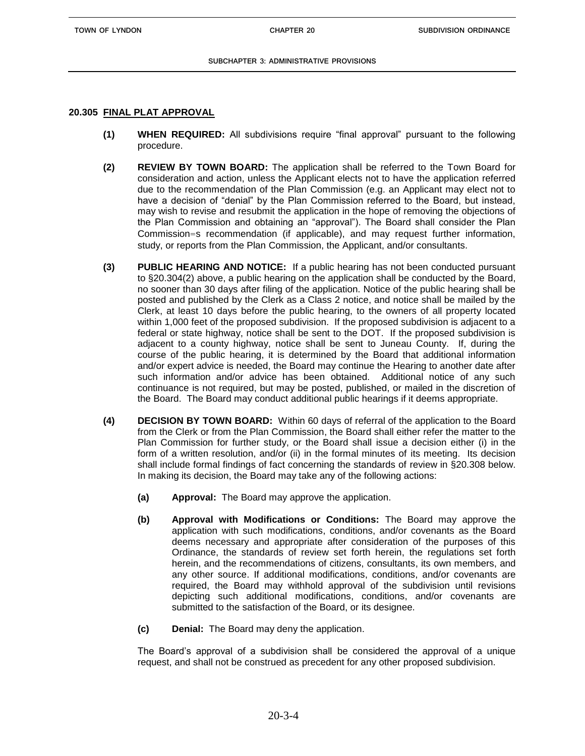## 20.305 FINAL PLAT APPROVAL

**(1) WHEN REQUIRED:** All subdivisions require "final approval" pursuant to the following procedure.

**(2) REVIEW BY TOWN BOARD:** The application shall be referred to the Town Board for consideration and action, unless the Applicant elects not to have the application referred due to the recommendation of the Plan Commission (e.g. an Applicant may elect not to have a decision of "denial" by the Plan Commission referred to the Board, but instead, may wish to revise and resubmit the application in the hope of removing the objections of the Plan Commission and obtaining an "approval"). The Board shall consider the Plan Commission=s recommendation (if applicable), and may request further information, study, or reports from the Plan Commission, the Applicant, and/or consultants.

**(3) PUBLIC HEARING AND NOTICE:** If a public hearing has not been conducted pursuant to §20.304(2) above, a public hearing on the application shall be conducted by the Board, no sooner than 30 days after filing of the application. Notice of the public hearing shall be posted and published by the Clerk as a Class 2 notice, and notice shall be mailed by the Clerk, at least 10 days before the public hearing, to the owners of all property located within 1,000 feet of the proposed subdivision. If the proposed subdivision is adjacent to a federal or state highway, notice shall be sent to the DOT. If the proposed subdivision is adjacent to a county highway, notice shall be sent to Juneau County. If, during the course of the public hearing, it is determined by the Board that additional information and/or expert advice is needed, the Board may continue the Hearing to another date after such information and/or advice has been obtained. Additional notice of any such continuance is not required, but may be posted, published, or mailed in the discretion of the Board. The Board may conduct additional public hearings if it deems appropriate.

**(4) DECISION BY TOWN BOARD:** Within 60 days of referral of the application to the Board from the Clerk or from the Plan Commission, the Board shall either refer the matter to the Plan Commission for further study, or the Board shall issue a decision either (i) in the form of a written resolution, and/or (ii) in the formal minutes of its meeting. Its decision shall include formal findings of fact concerning the standards of review in §20.308 below. In making its decision, the Board may take any of the following actions:

**(a) Approval:** The Board may approve the application.

**(b) Approval with Modifications or Conditions:** The Board may approve the application with such modifications, conditions, and/or covenants as the Board deems necessary and appropriate after consideration of the purposes of this Ordinance, the standards of review set forth herein, the regulations set forth herein, and the recommendations of citizens, consultants, its own members, and any other source. If additional modifications, conditions, and/or covenants are required, the Board may withhold approval of the subdivision until revisions depicting such additional modifications, conditions, and/or covenants are submitted to the satisfaction of the Board, or its designee.

**(c) Denial:** The Board may deny the application.

The Board's approval of a subdivision shall be considered the approval of a unique request, and shall not be construed as precedent for any other proposed subdivision.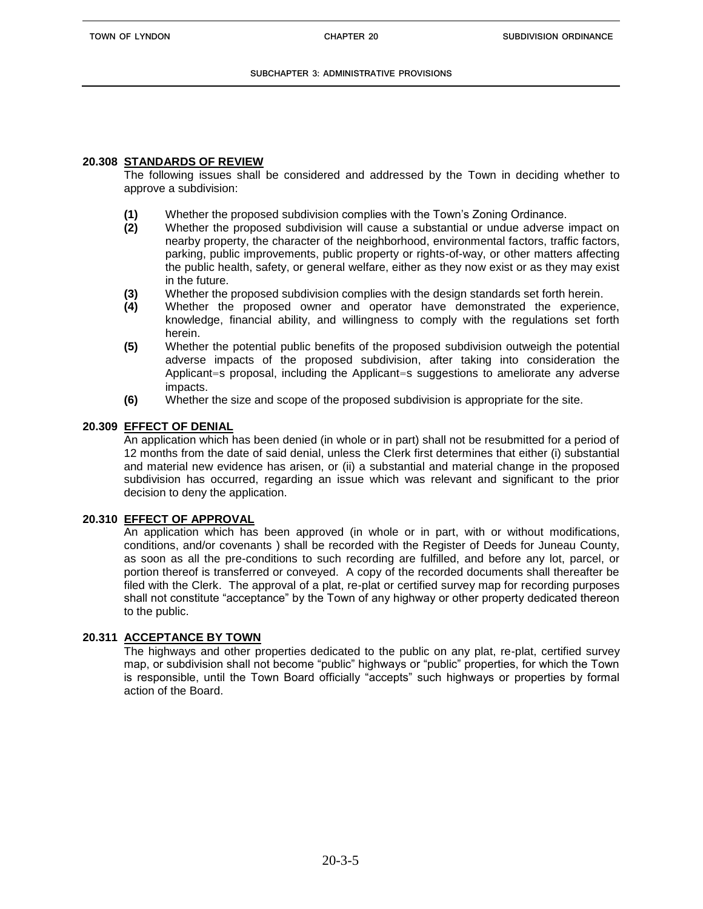## 20.308 STANDARDS OF REVIEW

The following issues shall be considered and addressed by the Town in deciding whether to approve a subdivision:

**(1)** Whether the proposed subdivision complies with the Town's Zoning Ordinance.

**(2)** Whether the proposed subdivision will cause a substantial or undue adverse impact on nearby property, the character of the neighborhood, environmental factors, traffic factors, parking, public improvements, public property or rights-of-way, or other matters affecting the public health, safety, or general welfare, either as they now exist or as they may exist in the future.

**(3)** Whether the proposed subdivision complies with the design standards set forth herein.

**(4)** Whether the proposed owner and operator have demonstrated the experience, knowledge, financial ability, and willingness to comply with the regulations set forth herein.

**(5)** Whether the potential public benefits of the proposed subdivision outweigh the potential adverse impacts of the proposed subdivision, after taking into consideration the Applicant=s proposal, including the Applicant=s suggestions to ameliorate any adverse impacts.

**(6)** Whether the size and scope of the proposed subdivision is appropriate for the site.

## 20.309 EFFECT OF DENIAL

An application which has been denied (in whole or in part) shall not be resubmitted for a period of 12 months from the date of said denial, unless the Clerk first determines that either (i) substantial and material new evidence has arisen, or (ii) a substantial and material change in the proposed subdivision has occurred, regarding an issue which was relevant and significant to the prior decision to deny the application.

## 20.310 EFFECT OF APPROVAL

An application which has been approved (in whole or in part, with or without modifications, conditions, and/or covenants ) shall be recorded with the Register of Deeds for Juneau County, as soon as all the pre-conditions to such recording are fulfilled, and before any lot, parcel, or portion thereof is transferred or conveyed. A copy of the recorded documents shall thereafter be filed with the Clerk. The approval of a plat, re-plat or certified survey map for recording purposes shall not constitute "acceptance" by the Town of any highway or other property dedicated thereon to the public.

## 20.311 ACCEPTANCE BY TOWN

The highways and other properties dedicated to the public on any plat, re-plat, certified survey map, or subdivision shall not become "public" highways or "public" properties, for which the Town is responsible, until the Town Board officially "accepts" such highways or properties by formal action of the Board.